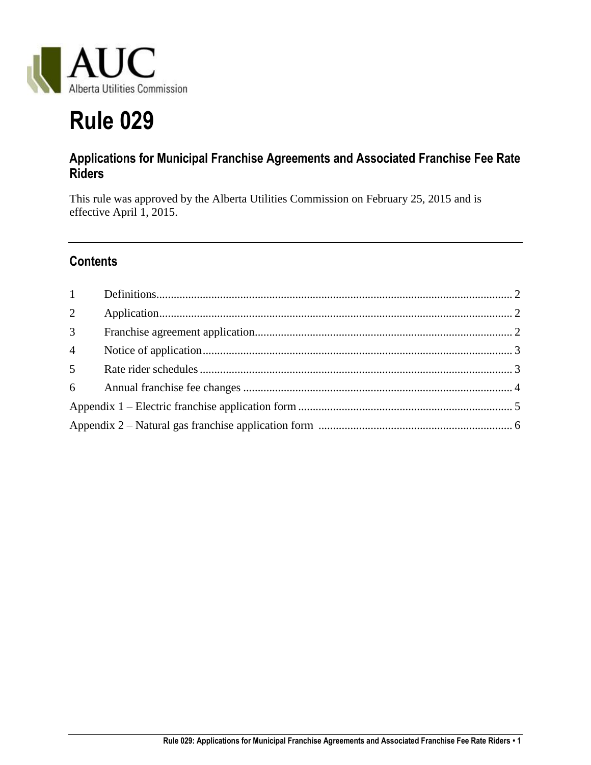AUC
Alberta Utilities Commission

# Rule 029

## Applications for Municipal Franchise Agreements and Associated Franchise Fee Rate Riders

This rule was approved by the Alberta Utilities Commission on February 25, 2015 and is effective April 1, 2015.

---

### Contents

1 Definitions .......... 2
2 Application .......... 2
3 Franchise agreement application .......... 2
4 Notice of application .......... 3
5 Rate rider schedules .......... 3
6 Annual franchise fee changes .......... 4
Appendix 1 – Electric franchise application form .......... 5
Appendix 2 – Natural gas franchise application form .......... 6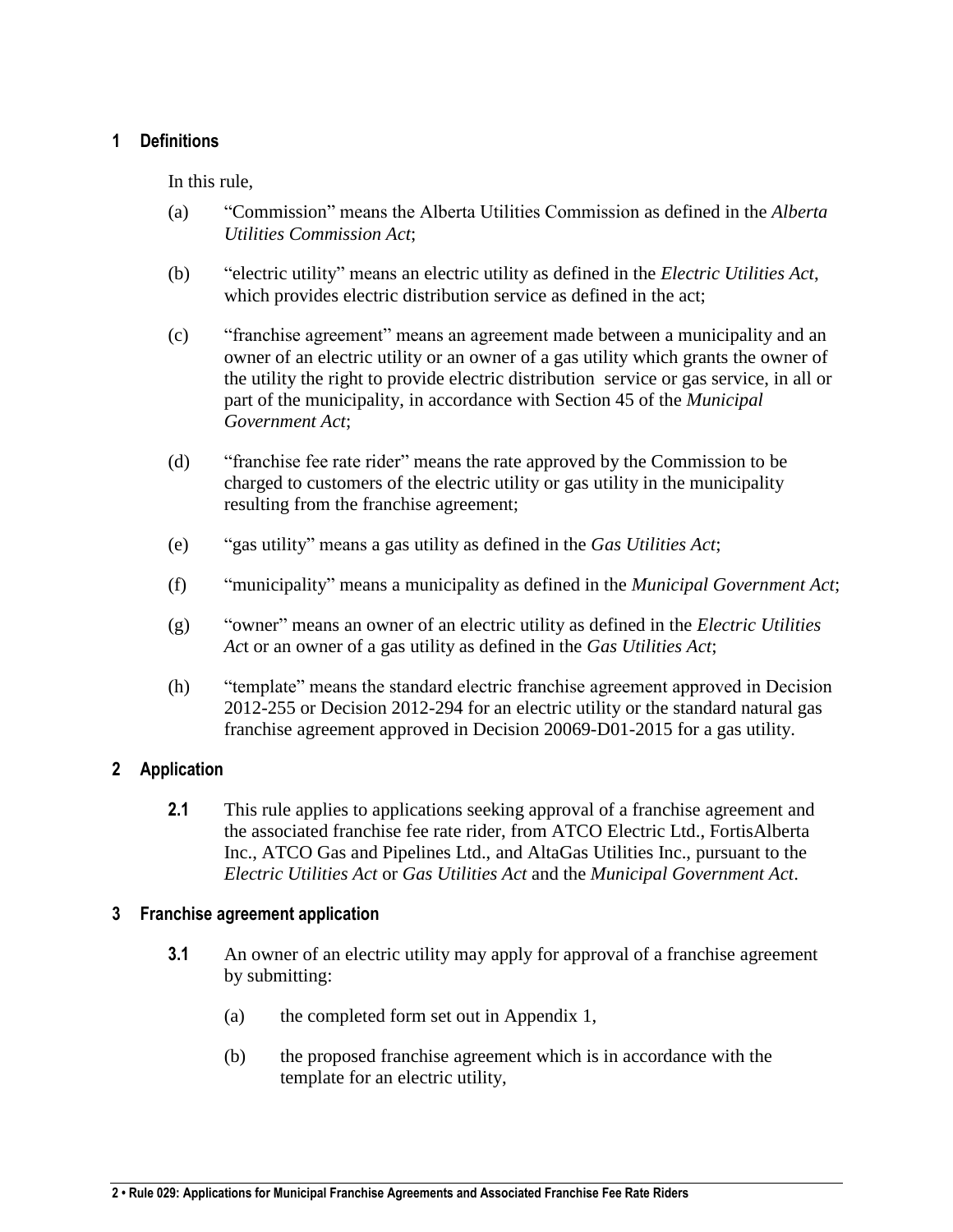## 1 Definitions

In this rule,

(a) "Commission" means the Alberta Utilities Commission as defined in the *Alberta Utilities Commission Act*;

(b) "electric utility" means an electric utility as defined in the *Electric Utilities Act*, which provides electric distribution service as defined in the act;

(c) "franchise agreement" means an agreement made between a municipality and an owner of an electric utility or an owner of a gas utility which grants the owner of the utility the right to provide electric distribution service or gas service, in all or part of the municipality, in accordance with Section 45 of the *Municipal Government Act*;

(d) "franchise fee rate rider" means the rate approved by the Commission to be charged to customers of the electric utility or gas utility in the municipality resulting from the franchise agreement;

(e) "gas utility" means a gas utility as defined in the *Gas Utilities Act*;

(f) "municipality" means a municipality as defined in the *Municipal Government Act*;

(g) "owner" means an owner of an electric utility as defined in the *Electric Utilities Act* or an owner of a gas utility as defined in the *Gas Utilities Act*;

(h) "template" means the standard electric franchise agreement approved in Decision 2012-255 or Decision 2012-294 for an electric utility or the standard natural gas franchise agreement approved in Decision 20069-D01-2015 for a gas utility.

## 2 Application

**2.1** This rule applies to applications seeking approval of a franchise agreement and the associated franchise fee rate rider, from ATCO Electric Ltd., FortisAlberta Inc., ATCO Gas and Pipelines Ltd., and AltaGas Utilities Inc., pursuant to the *Electric Utilities Act* or *Gas Utilities Act* and the *Municipal Government Act*.

## 3 Franchise agreement application

**3.1** An owner of an electric utility may apply for approval of a franchise agreement by submitting:

(a) the completed form set out in Appendix 1,

(b) the proposed franchise agreement which is in accordance with the template for an electric utility,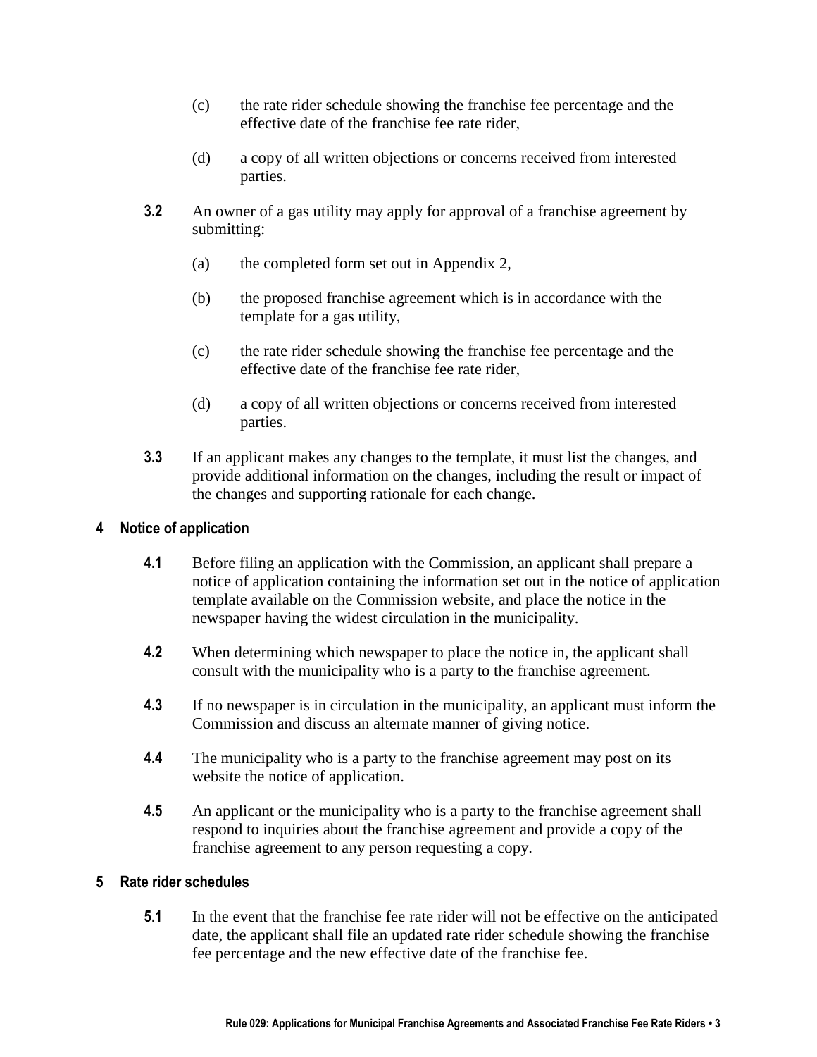(c) the rate rider schedule showing the franchise fee percentage and the effective date of the franchise fee rate rider,

(d) a copy of all written objections or concerns received from interested parties.

**3.2** An owner of a gas utility may apply for approval of a franchise agreement by submitting:

(a) the completed form set out in Appendix 2,

(b) the proposed franchise agreement which is in accordance with the template for a gas utility,

(c) the rate rider schedule showing the franchise fee percentage and the effective date of the franchise fee rate rider,

(d) a copy of all written objections or concerns received from interested parties.

**3.3** If an applicant makes any changes to the template, it must list the changes, and provide additional information on the changes, including the result or impact of the changes and supporting rationale for each change.

## 4 Notice of application

**4.1** Before filing an application with the Commission, an applicant shall prepare a notice of application containing the information set out in the notice of application template available on the Commission website, and place the notice in the newspaper having the widest circulation in the municipality.

**4.2** When determining which newspaper to place the notice in, the applicant shall consult with the municipality who is a party to the franchise agreement.

**4.3** If no newspaper is in circulation in the municipality, an applicant must inform the Commission and discuss an alternate manner of giving notice.

**4.4** The municipality who is a party to the franchise agreement may post on its website the notice of application.

**4.5** An applicant or the municipality who is a party to the franchise agreement shall respond to inquiries about the franchise agreement and provide a copy of the franchise agreement to any person requesting a copy.

## 5 Rate rider schedules

**5.1** In the event that the franchise fee rate rider will not be effective on the anticipated date, the applicant shall file an updated rate rider schedule showing the franchise fee percentage and the new effective date of the franchise fee.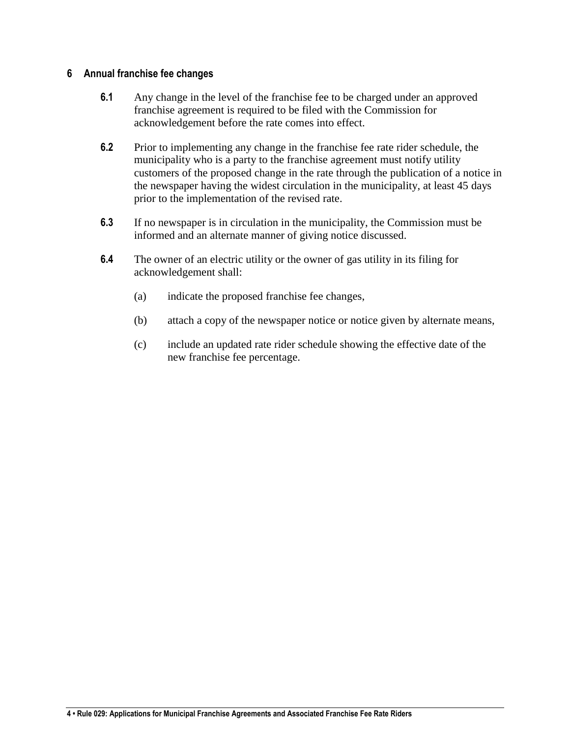## 6 Annual franchise fee changes

**6.1** Any change in the level of the franchise fee to be charged under an approved franchise agreement is required to be filed with the Commission for acknowledgement before the rate comes into effect.

**6.2** Prior to implementing any change in the franchise fee rate rider schedule, the municipality who is a party to the franchise agreement must notify utility customers of the proposed change in the rate through the publication of a notice in the newspaper having the widest circulation in the municipality, at least 45 days prior to the implementation of the revised rate.

**6.3** If no newspaper is in circulation in the municipality, the Commission must be informed and an alternate manner of giving notice discussed.

**6.4** The owner of an electric utility or the owner of gas utility in its filing for acknowledgement shall:

(a) indicate the proposed franchise fee changes,

(b) attach a copy of the newspaper notice or notice given by alternate means,

(c) include an updated rate rider schedule showing the effective date of the new franchise fee percentage.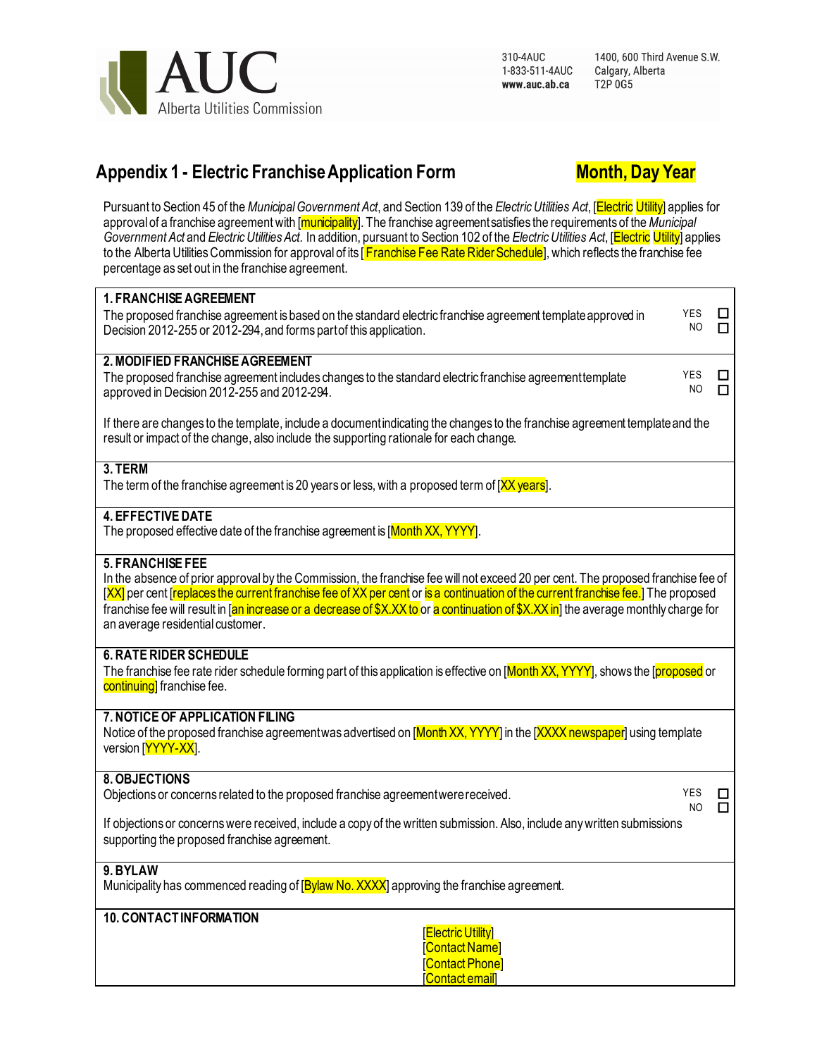AUC
Alberta Utilities Commission

310-4AUC
1-833-511-4AUC
**www.auc.ab.ca**

1400, 600 Third Avenue S.W.
Calgary, Alberta
T2P 0G5

## Appendix 1 - Electric Franchise Application Form

**Month, Day Year**

Pursuant to Section 45 of the *Municipal Government Act*, and Section 139 of the *Electric Utilities Act*, [Electric Utility] applies for approval of a franchise agreement with [municipality]. The franchise agreement satisfies the requirements of the *Municipal Government Act* and *Electric Utilities Act*. In addition, pursuant to Section 102 of the *Electric Utilities Act*, [Electric Utility] applies to the Alberta Utilities Commission for approval of its [Franchise Fee Rate Rider Schedule], which reflects the franchise fee percentage as set out in the franchise agreement.

**1. FRANCHISE AGREEMENT**

The proposed franchise agreement is based on the standard electric franchise agreement template approved in Decision 2012-255 or 2012-294, and forms part of this application.

YES ☐
NO ☐

**2. MODIFIED FRANCHISE AGREEMENT**

The proposed franchise agreement includes changes to the standard electric franchise agreement template approved in Decision 2012-255 and 2012-294.

YES ☐
NO ☐

If there are changes to the template, include a document indicating the changes to the franchise agreement template and the result or impact of the change, also include the supporting rationale for each change.

**3. TERM**

The term of the franchise agreement is 20 years or less, with a proposed term of [XX years].

**4. EFFECTIVE DATE**

The proposed effective date of the franchise agreement is [Month XX, YYYY].

**5. FRANCHISE FEE**

In the absence of prior approval by the Commission, the franchise fee will not exceed 20 per cent. The proposed franchise fee of [XX] per cent [replaces the current franchise fee of XX per cent or is a continuation of the current franchise fee.] The proposed franchise fee will result in [an increase or a decrease of $X.XX to or a continuation of $X.XX in] the average monthly charge for an average residential customer.

**6. RATE RIDER SCHEDULE**

The franchise fee rate rider schedule forming part of this application is effective on [Month XX, YYYY], shows the [proposed or continuing] franchise fee.

**7. NOTICE OF APPLICATION FILING**

Notice of the proposed franchise agreement was advertised on [Month XX, YYYY] in the [XXXX newspaper] using template version [YYYY-XX].

**8. OBJECTIONS**

Objections or concerns related to the proposed franchise agreement were received.

YES ☐
NO ☐

If objections or concerns were received, include a copy of the written submission. Also, include any written submissions supporting the proposed franchise agreement.

**9. BYLAW**

Municipality has commenced reading of [Bylaw No. XXXX] approving the franchise agreement.

**10. CONTACT INFORMATION**

[Electric Utility]
[Contact Name]
[Contact Phone]
[Contact email]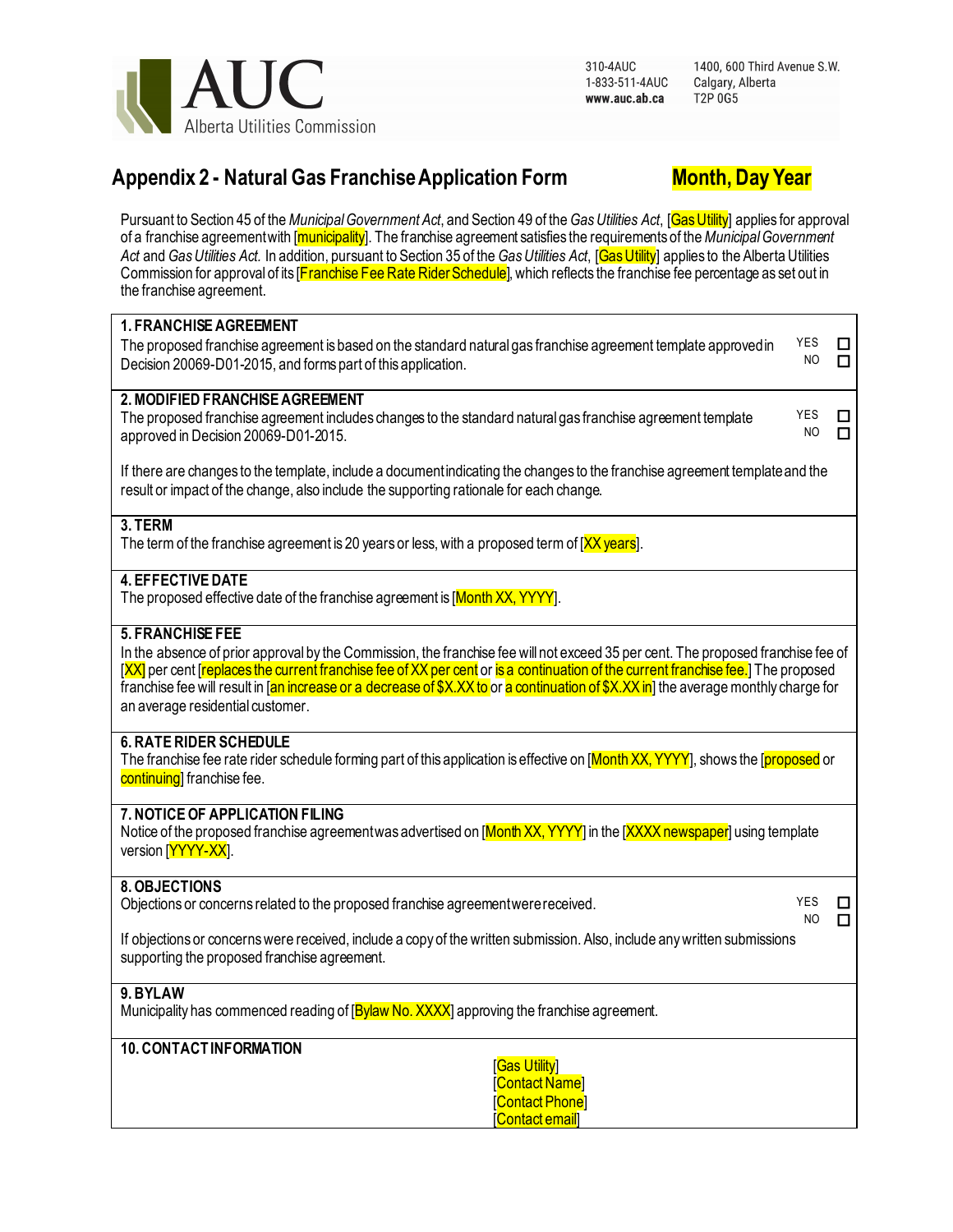AUC
Alberta Utilities Commission

310-4AUC
1-833-511-4AUC
**www.auc.ab.ca**

1400, 600 Third Avenue S.W.
Calgary, Alberta
T2P 0G5

## Appendix 2 - Natural Gas Franchise Application Form

**Month, Day Year**

Pursuant to Section 45 of the *Municipal Government Act*, and Section 49 of the *Gas Utilities Act*, [Gas Utility] applies for approval of a franchise agreement with [municipality]. The franchise agreement satisfies the requirements of the *Municipal Government Act* and *Gas Utilities Act.* In addition, pursuant to Section 35 of the *Gas Utilities Act*, [Gas Utility] applies to the Alberta Utilities Commission for approval of its [Franchise Fee Rate Rider Schedule], which reflects the franchise fee percentage as set out in the franchise agreement.

**1. FRANCHISE AGREEMENT**

The proposed franchise agreement is based on the standard natural gas franchise agreement template approved in Decision 20069-D01-2015, and forms part of this application.

YES ☐
NO ☐

**2. MODIFIED FRANCHISE AGREEMENT**

The proposed franchise agreement includes changes to the standard natural gas franchise agreement template approved in Decision 20069-D01-2015.

YES ☐
NO ☐

If there are changes to the template, include a document indicating the changes to the franchise agreement template and the result or impact of the change, also include the supporting rationale for each change.

**3. TERM**

The term of the franchise agreement is 20 years or less, with a proposed term of [XX years].

**4. EFFECTIVE DATE**

The proposed effective date of the franchise agreement is [Month XX, YYYY].

**5. FRANCHISE FEE**

In the absence of prior approval by the Commission, the franchise fee will not exceed 35 per cent. The proposed franchise fee of [XX] per cent [replaces the current franchise fee of XX per cent or is a continuation of the current franchise fee.] The proposed franchise fee will result in [an increase or a decrease of $X.XX to or a continuation of $X.XX in] the average monthly charge for an average residential customer.

**6. RATE RIDER SCHEDULE**

The franchise fee rate rider schedule forming part of this application is effective on [Month XX, YYYY], shows the [proposed or continuing] franchise fee.

**7. NOTICE OF APPLICATION FILING**

Notice of the proposed franchise agreement was advertised on [Month XX, YYYY] in the [XXXX newspaper] using template version [YYYY-XX].

**8. OBJECTIONS**

Objections or concerns related to the proposed franchise agreement were received.

YES ☐
NO ☐

If objections or concerns were received, include a copy of the written submission. Also, include any written submissions supporting the proposed franchise agreement.

**9. BYLAW**

Municipality has commenced reading of [Bylaw No. XXXX] approving the franchise agreement.

**10. CONTACT INFORMATION**

[Gas Utility]
[Contact Name]
[Contact Phone]
[Contact email]